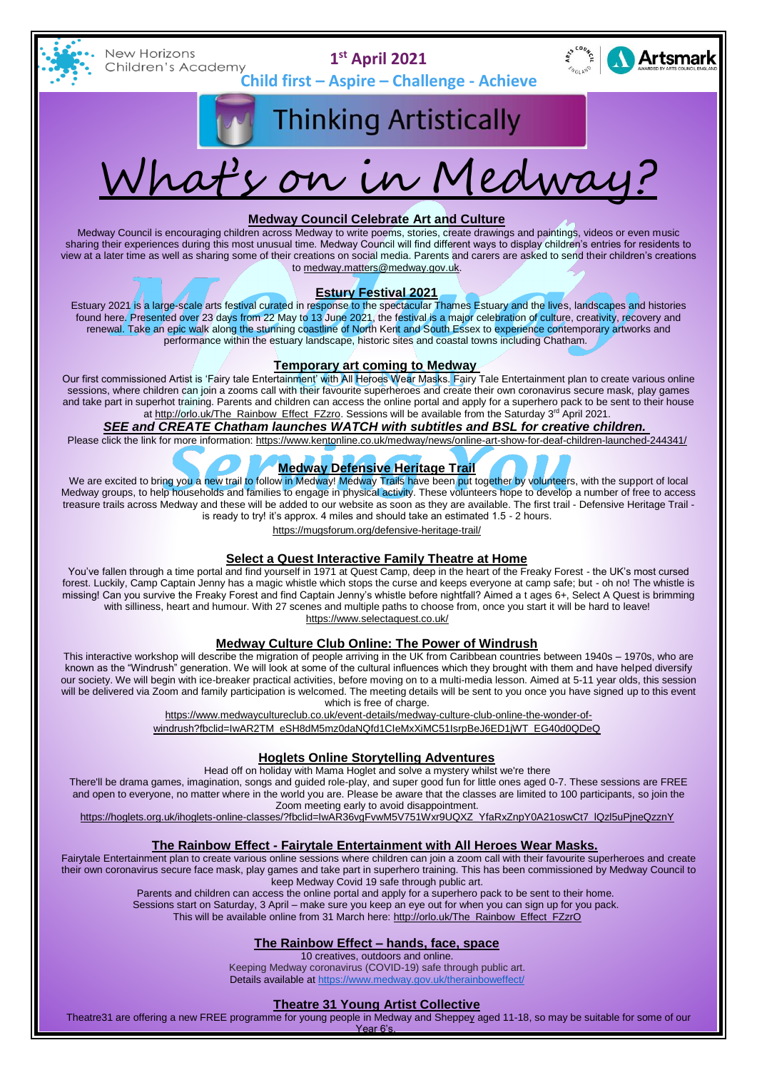New Horizons Children's Academy

**1st April 2021**

**Child first – Aspire – Challenge - Achieve**

# Thinking Artistically

# What's on in Medway?

## Medway Council Celebrate Art and Culture

Medway Council is encouraging children across Medway to write poems, stories, create drawings and paintings, videos or even music sharing their experiences during this most unusual time. Medway Council will find different ways to display children's entries for residents to view at a later time as well as sharing some of their creations on social media. Parents and carers are asked to send their children's creations to medway.matters@medway.gov.uk.

## Estury Festival 2021

Estuary 2021 is a large-scale arts festival curated in response to the spectacular Thames Estuary and the lives, landscapes and histories found here. Presented over 23 days from 22 May to 13 June 2021, the festival is a major celebration of culture, creativity, recovery and renewal. Take an epic walk along the stunning coastline of North Kent and South Essex to experience contemporary artworks and performance within the estuary landscape, historic sites and coastal towns including Chatham.

## Temporary art coming to Medway

Our first commissioned Artist is 'Fairy tale Entertainment' with All Heroes Wear Masks. Fairy Tale Entertainment plan to create various online sessions, where children can join a zooms call with their favourite superheroes and create their own coronavirus secure mask, play games and take part in superhot training. Parents and children can access the online portal and apply for a superhero pack to be sent to their house at http://orlo.uk/The_Rainbow_Effect_FZzro. Sessions will be available from the Saturday 3rd April 2021.

***SEE and CREATE Chatham launches WATCH with subtitles and BSL for creative children.***

Please click the link for more information: https://www.kentonline.co.uk/medway/news/online-art-show-for-deaf-children-launched-244341/

## Medway Defensive Heritage Trail

We are excited to bring you a new trail to follow in Medway! Medway Trails have been put together by volunteers, with the support of local Medway groups, to help households and families to engage in physical activity. These volunteers hope to develop a number of free to access treasure trails across Medway and these will be added to our website as soon as they are available. The first trail - Defensive Heritage Trail - is ready to try! it's approx. 4 miles and should take an estimated 1.5 - 2 hours.

https://mugsforum.org/defensive-heritage-trail/

## Select a Quest Interactive Family Theatre at Home

You've fallen through a time portal and find yourself in 1971 at Quest Camp, deep in the heart of the Freaky Forest - the UK's most cursed forest. Luckily, Camp Captain Jenny has a magic whistle which stops the curse and keeps everyone at camp safe; but - oh no! The whistle is missing! Can you survive the Freaky Forest and find Captain Jenny's whistle before nightfall? Aimed a t ages 6+, Select A Quest is brimming with silliness, heart and humour. With 27 scenes and multiple paths to choose from, once you start it will be hard to leave!

https://www.selectaquest.co.uk/

## Medway Culture Club Online: The Power of Windrush

This interactive workshop will describe the migration of people arriving in the UK from Caribbean countries between 1940s – 1970s, who are known as the "Windrush" generation. We will look at some of the cultural influences which they brought with them and have helped diversify our society. We will begin with ice-breaker practical activities, before moving on to a multi-media lesson. Aimed at 5-11 year olds, this session will be delivered via Zoom and family participation is welcomed. The meeting details will be sent to you once you have signed up to this event which is free of charge.

https://www.medwaycultureclub.co.uk/event-details/medway-culture-club-online-the-wonder-of-windrush?fbclid=IwAR2TM_eSH8dM5mz0daNQfd1CIeMxXiMC51IsrpBeJ6ED1jWT_EG40d0QDeQ

## Hoglets Online Storytelling Adventures

Head off on holiday with Mama Hoglet and solve a mystery whilst we're there

There'll be drama games, imagination, songs and guided role-play, and super good fun for little ones aged 0-7. These sessions are FREE and open to everyone, no matter where in the world you are. Please be aware that the classes are limited to 100 participants, so join the Zoom meeting early to avoid disappointment.

https://hoglets.org.uk/ihoglets-online-classes/?fbclid=IwAR36vgFvwM5V751Wxr9UQXZ_YfaRxZnpY0A21oswCt7_lQzl5uPjneQzznY

## The Rainbow Effect - Fairytale Entertainment with All Heroes Wear Masks.

Fairytale Entertainment plan to create various online sessions where children can join a zoom call with their favourite superheroes and create their own coronavirus secure face mask, play games and take part in superhero training. This has been commissioned by Medway Council to keep Medway Covid 19 safe through public art.

Parents and children can access the online portal and apply for a superhero pack to be sent to their home.

Sessions start on Saturday, 3 April – make sure you keep an eye out for when you can sign up for you pack.

This will be available online from 31 March here: http://orlo.uk/The_Rainbow_Effect_FZzrO

## The Rainbow Effect – hands, face, space

10 creatives, outdoors and online.

Keeping Medway coronavirus (COVID-19) safe through public art.

Details available at https://www.medway.gov.uk/therainboweffect/

## Theatre 31 Young Artist Collective

Theatre31 are offering a new FREE programme for young people in Medway and Sheppey aged 11-18, so may be suitable for some of our Year 6's.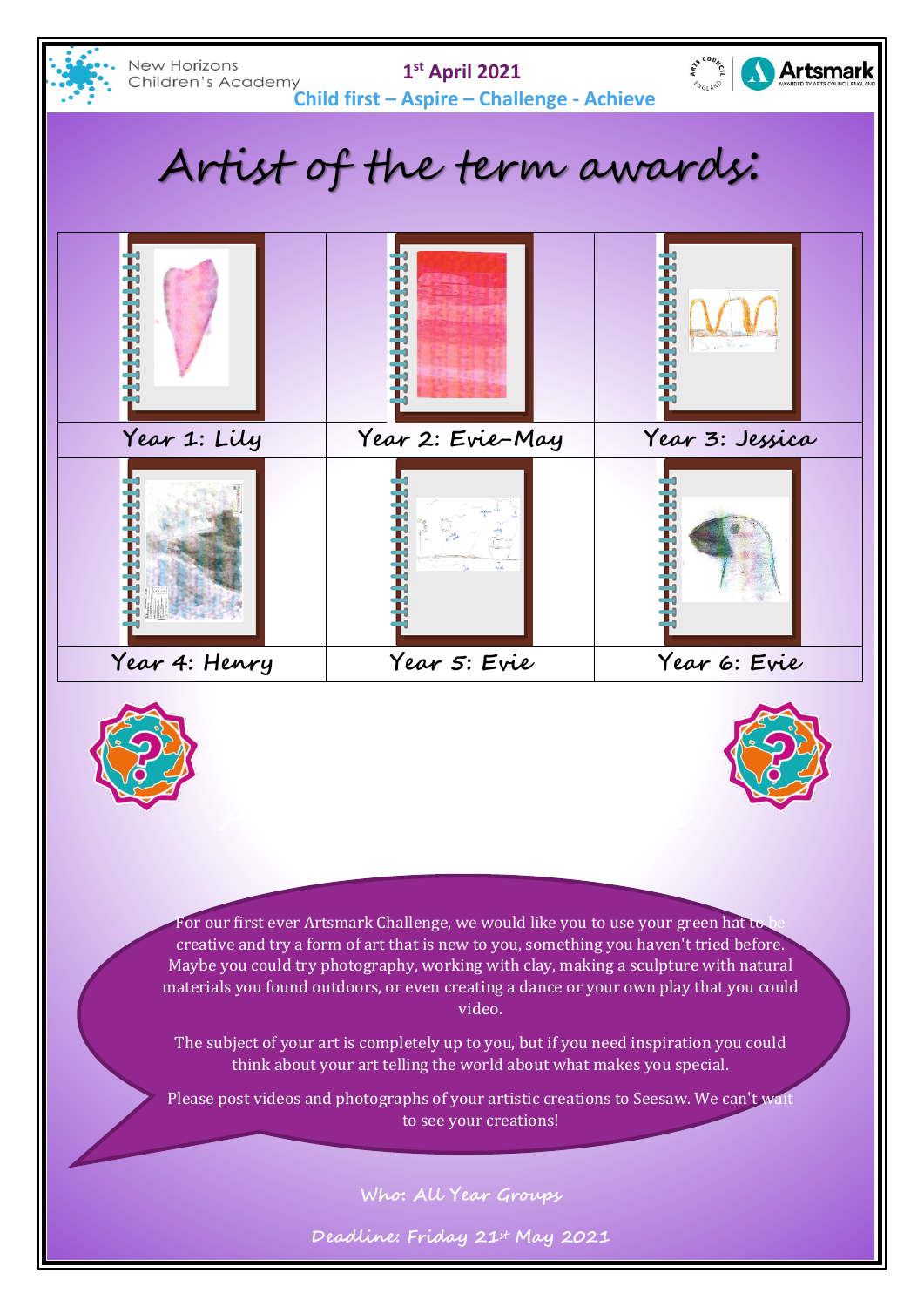New Horizons Children's Academy

**1st April 2021**

**Child first – Aspire – Challenge - Achieve**

# Artist of the term awards:

| | | |
|---|---|---|
| Year 1: Lily | Year 2: Evie-May | Year 3: Jessica |
| Year 4: Henry | Year 5: Evie | Year 6: Evie |

For our first ever Artsmark Challenge, we would like you to use your green hat to be creative and try a form of art that is new to you, something you haven't tried before. Maybe you could try photography, working with clay, making a sculpture with natural materials you found outdoors, or even creating a dance or your own play that you could video.

The subject of your art is completely up to you, but if you need inspiration you could think about your art telling the world about what makes you special.

Please post videos and photographs of your artistic creations to Seesaw. We can't wait to see your creations!

**Who: All Year Groups**

**Deadline: Friday 21st May 2021**